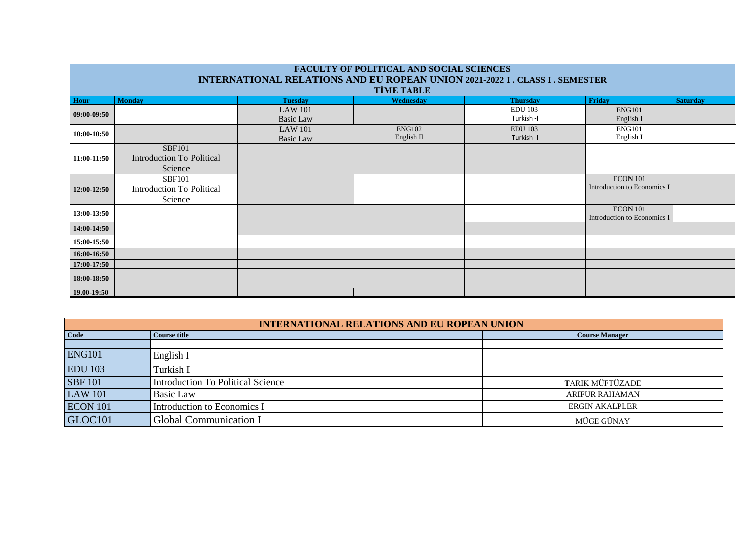# FACULTY OF POLITICAL AND SOCIAL SCIENCES

## INTERNATIONAL RELATIONS AND EU ROPEAN UNION 2021-2022 I . CLASS I . SEMESTER

### TİME TABLE

| Hour | Monday | Tuesday | Wednesday | Thursday | Friday | Saturday |
| --- | --- | --- | --- | --- | --- | --- |
| 09:00-09:50 | | LAW 101 Basic Law | | EDU 103 Turkish -I | ENG101 English I | |
| 10:00-10:50 | | LAW 101 Basic Law | ENG102 English II | EDU 103 Turkish -I | ENG101 English I | |
| 11:00-11:50 | SBF101 Introduction To Political Science | | | | | |
| 12:00-12:50 | SBF101 Introduction To Political Science | | | | ECON 101 Introduction to Economics I | |
| 13:00-13:50 | | | | | ECON 101 Introduction to Economics I | |
| 14:00-14:50 | | | | | | |
| 15:00-15:50 | | | | | | |
| 16:00-16:50 | | | | | | |
| 17:00-17:50 | | | | | | |
| 18:00-18:50 | | | | | | |
| 19.00-19:50 | | | | | | |

## INTERNATIONAL RELATIONS AND EU ROPEAN UNION

| Code | Course title | Course Manager |
| --- | --- | --- |
| | | |
| ENG101 | English I | |
| EDU 103 | Turkish I | |
| SBF 101 | Introduction To Political Science | TARIK MÜFTÜZADE |
| LAW 101 | Basic Law | ARIFUR RAHAMAN |
| ECON 101 | Introduction to Economics I | ERGIN AKALPLER |
| GLOC101 | Global Communication I | MÜGE GÜNAY |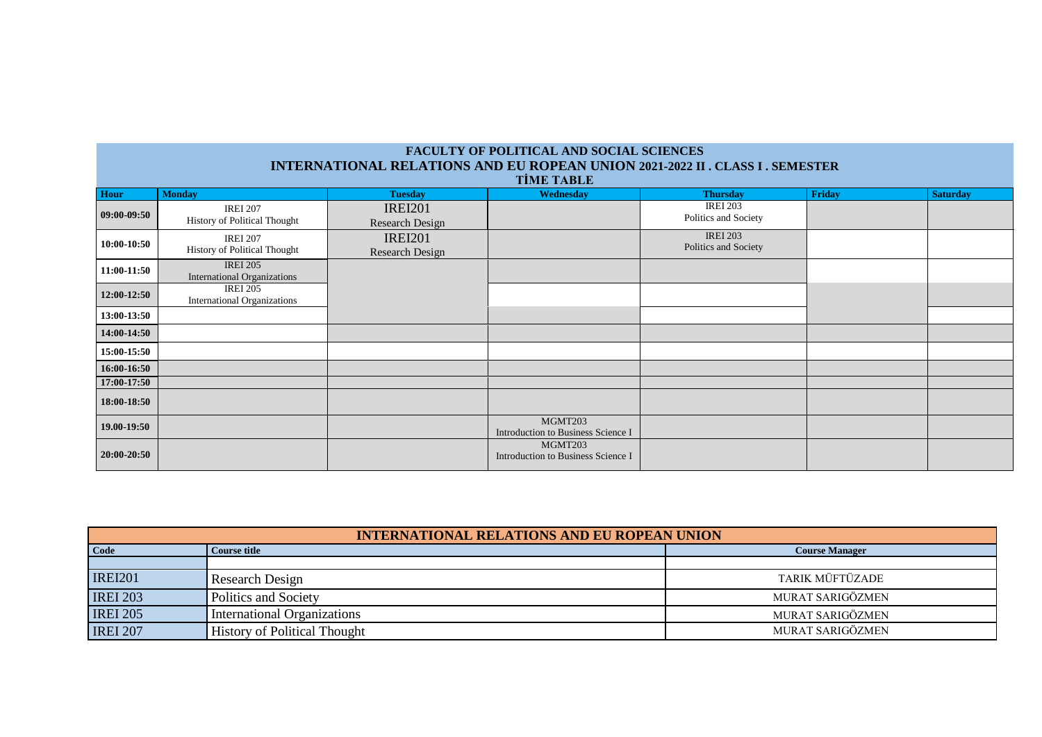**FACULTY OF POLITICAL AND SOCIAL SCIENCES**
**INTERNATIONAL RELATIONS AND EU ROPEAN UNION 2021-2022 II . CLASS I . SEMESTER**
**TİME TABLE**

| Hour | Monday | Tuesday | Wednesday | Thursday | Friday | Saturday |
|---|---|---|---|---|---|---|
| 09:00-09:50 | IREI 207 History of Political Thought | IREI201 Research Design | | IREI 203 Politics and Society | | |
| 10:00-10:50 | IREI 207 History of Political Thought | IREI201 Research Design | | IREI 203 Politics and Society | | |
| 11:00-11:50 | IREI 205 International Organizations | | | | | |
| 12:00-12:50 | IREI 205 International Organizations | | | | | |
| 13:00-13:50 | | | | | | |
| 14:00-14:50 | | | | | | |
| 15:00-15:50 | | | | | | |
| 16:00-16:50 | | | | | | |
| 17:00-17:50 | | | | | | |
| 18:00-18:50 | | | | | | |
| 19.00-19:50 | | | MGMT203 Introduction to Business Science I | | | |
| 20:00-20:50 | | | MGMT203 Introduction to Business Science I | | | |

| **INTERNATIONAL RELATIONS AND EU ROPEAN UNION** | | |
|---|---|---|
| **Code** | **Course title** | **Course Manager** |
| | | |
| IREI201 | Research Design | TARIK MÜFTÜZADE |
| IREI 203 | Politics and Society | MURAT SARIGÖZMEN |
| IREI 205 | International Organizations | MURAT SARIGÖZMEN |
| IREI 207 | History of Political Thought | MURAT SARIGÖZMEN |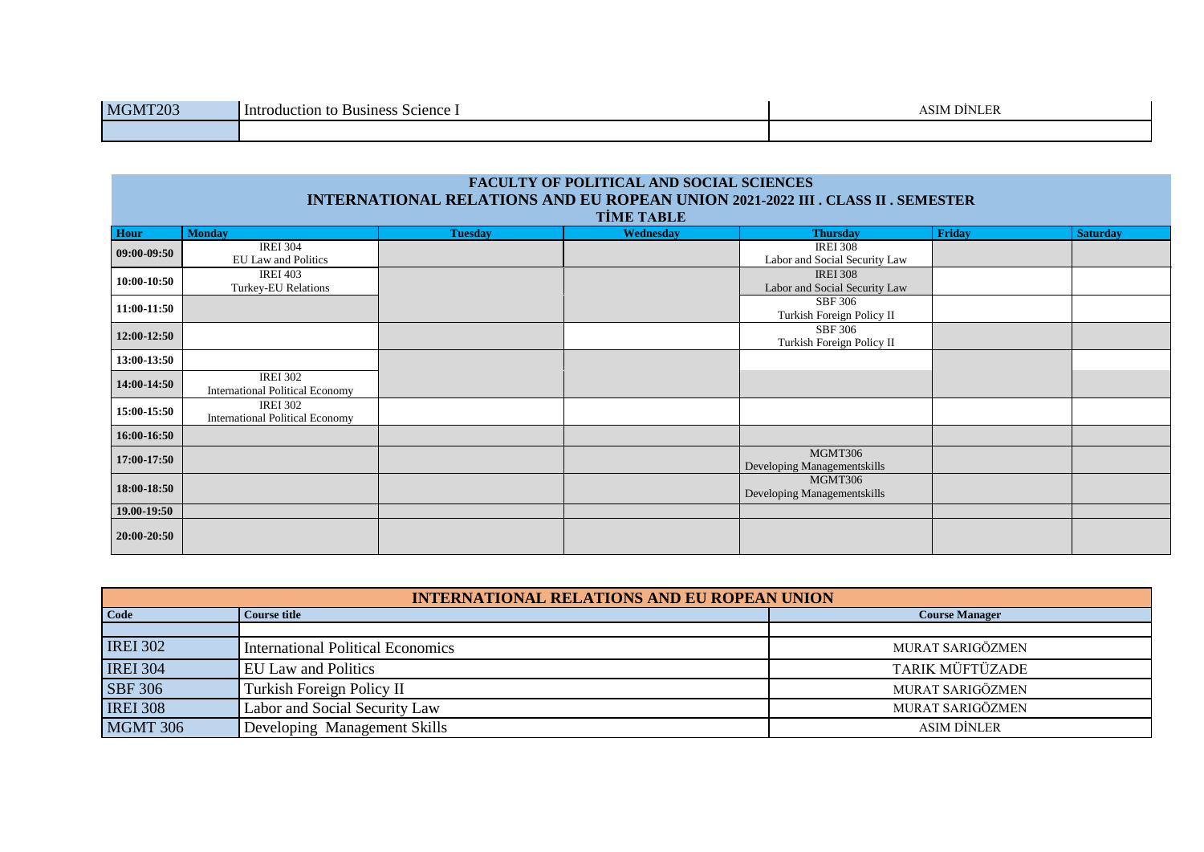| MGMT203 | Introduction to Business Science I | ASIM DİNLER |
| --- | --- | --- |
| | | |

## FACULTY OF POLITICAL AND SOCIAL SCIENCES
## INTERNATIONAL RELATIONS AND EU ROPEAN UNION 2021-2022 III . CLASS II . SEMESTER
## TİME TABLE

| Hour | Monday | Tuesday | Wednesday | Thursday | Friday | Saturday |
| --- | --- | --- | --- | --- | --- | --- |
| 09:00-09:50 | IREI 304 EU Law and Politics | | | IREI 308 Labor and Social Security Law | | |
| 10:00-10:50 | IREI 403 Turkey-EU Relations | | | IREI 308 Labor and Social Security Law | | |
| 11:00-11:50 | | | | SBF 306 Turkish Foreign Policy II | | |
| 12:00-12:50 | | | | SBF 306 Turkish Foreign Policy II | | |
| 13:00-13:50 | | | | | | |
| 14:00-14:50 | IREI 302 International Political Economy | | | | | |
| 15:00-15:50 | IREI 302 International Political Economy | | | | | |
| 16:00-16:50 | | | | | | |
| 17:00-17:50 | | | | MGMT306 Developing Managementskills | | |
| 18:00-18:50 | | | | MGMT306 Developing Managementskills | | |
| 19.00-19:50 | | | | | | |
| 20:00-20:50 | | | | | | |

## INTERNATIONAL RELATIONS AND EU ROPEAN UNION

| Code | Course title | Course Manager |
| --- | --- | --- |
| | | |
| IREI 302 | International Political Economics | MURAT SARIGÖZMEN |
| IREI 304 | EU Law and Politics | TARIK MÜFTÜZADE |
| SBF 306 | Turkish Foreign Policy II | MURAT SARIGÖZMEN |
| IREI 308 | Labor and Social Security Law | MURAT SARIGÖZMEN |
| MGMT 306 | Developing Management Skills | ASIM DİNLER |